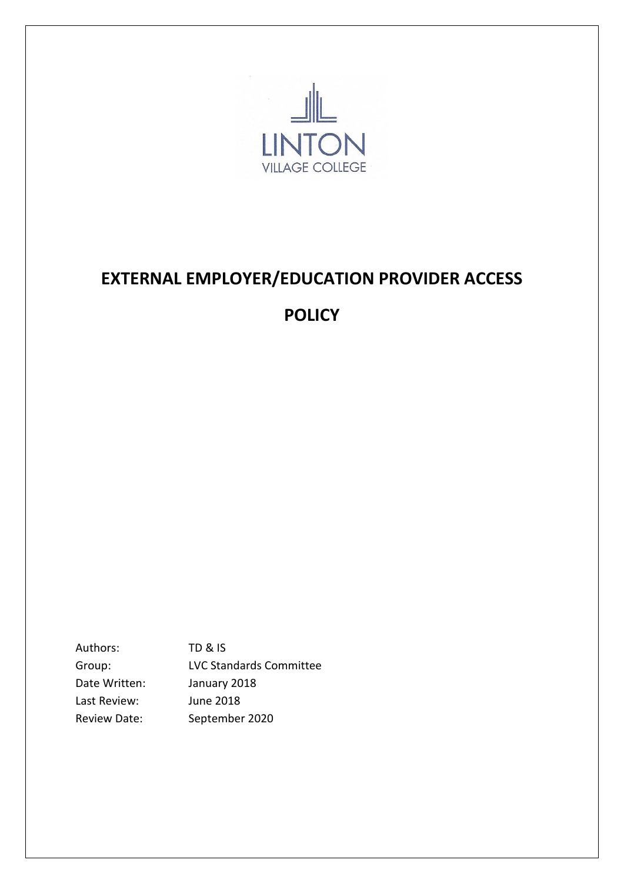LINTON
VILLAGE COLLEGE

# EXTERNAL EMPLOYER/EDUCATION PROVIDER ACCESS POLICY

| | |
|---|---|
| Authors: | TD & IS |
| Group: | LVC Standards Committee |
| Date Written: | January 2018 |
| Last Review: | June 2018 |
| Review Date: | September 2020 |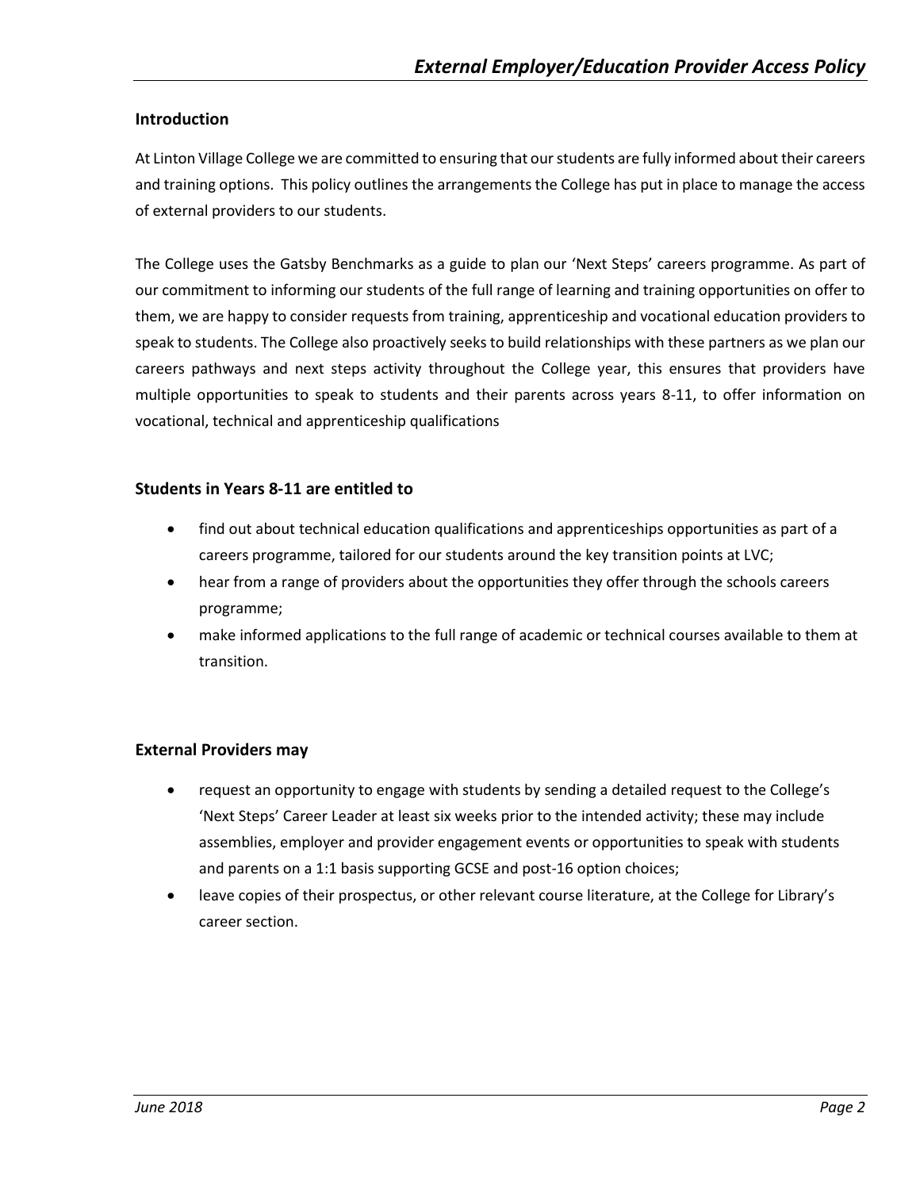## Introduction

At Linton Village College we are committed to ensuring that our students are fully informed about their careers and training options. This policy outlines the arrangements the College has put in place to manage the access of external providers to our students.

The College uses the Gatsby Benchmarks as a guide to plan our 'Next Steps' careers programme. As part of our commitment to informing our students of the full range of learning and training opportunities on offer to them, we are happy to consider requests from training, apprenticeship and vocational education providers to speak to students. The College also proactively seeks to build relationships with these partners as we plan our careers pathways and next steps activity throughout the College year, this ensures that providers have multiple opportunities to speak to students and their parents across years 8-11, to offer information on vocational, technical and apprenticeship qualifications

## Students in Years 8-11 are entitled to

- find out about technical education qualifications and apprenticeships opportunities as part of a careers programme, tailored for our students around the key transition points at LVC;
- hear from a range of providers about the opportunities they offer through the schools careers programme;
- make informed applications to the full range of academic or technical courses available to them at transition.

## External Providers may

- request an opportunity to engage with students by sending a detailed request to the College's 'Next Steps' Career Leader at least six weeks prior to the intended activity; these may include assemblies, employer and provider engagement events or opportunities to speak with students and parents on a 1:1 basis supporting GCSE and post-16 option choices;
- leave copies of their prospectus, or other relevant course literature, at the College for Library's career section.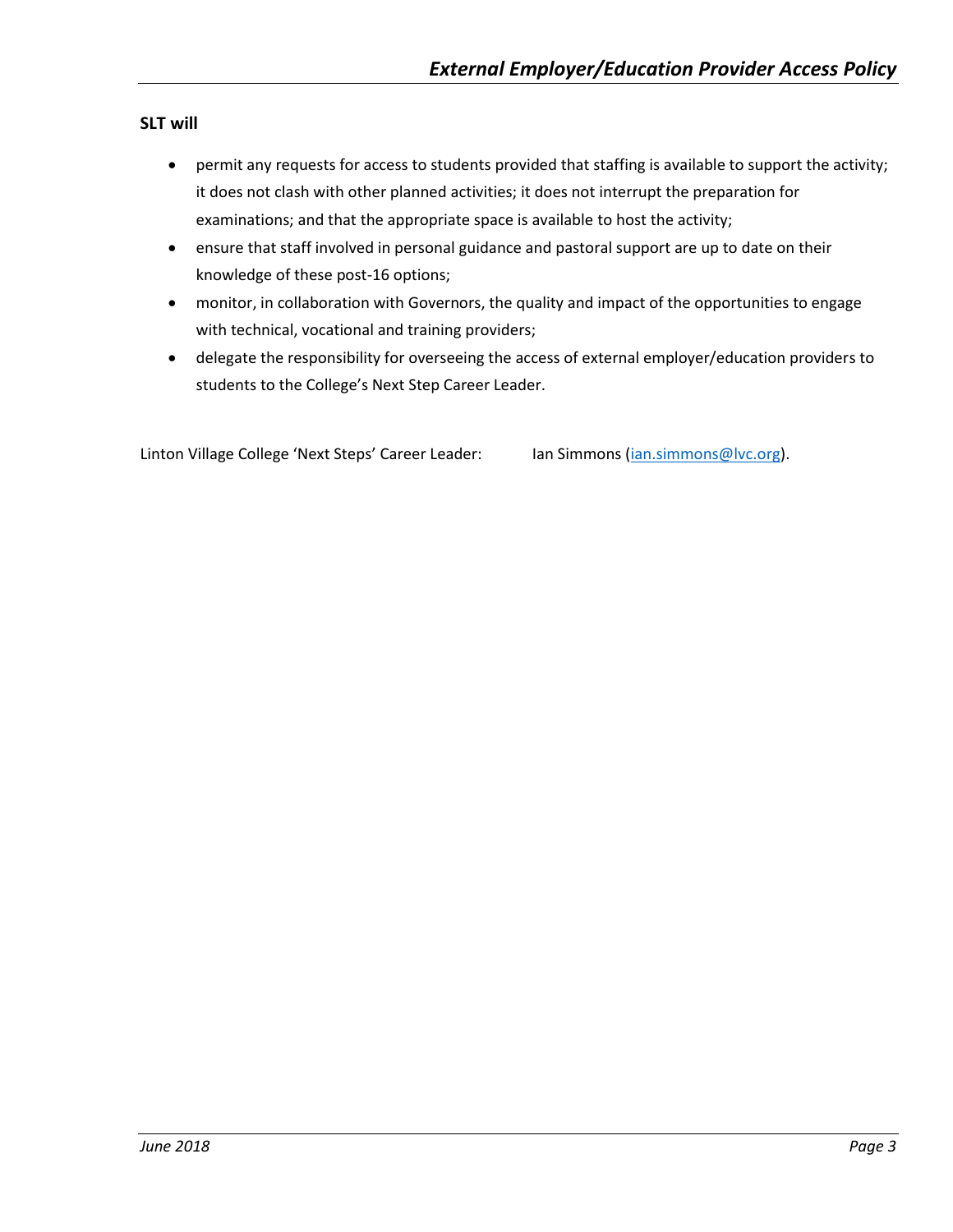**SLT will**

- permit any requests for access to students provided that staffing is available to support the activity; it does not clash with other planned activities; it does not interrupt the preparation for examinations; and that the appropriate space is available to host the activity;
- ensure that staff involved in personal guidance and pastoral support are up to date on their knowledge of these post-16 options;
- monitor, in collaboration with Governors, the quality and impact of the opportunities to engage with technical, vocational and training providers;
- delegate the responsibility for overseeing the access of external employer/education providers to students to the College's Next Step Career Leader.

Linton Village College 'Next Steps' Career Leader: Ian Simmons (ian.simmons@lvc.org).